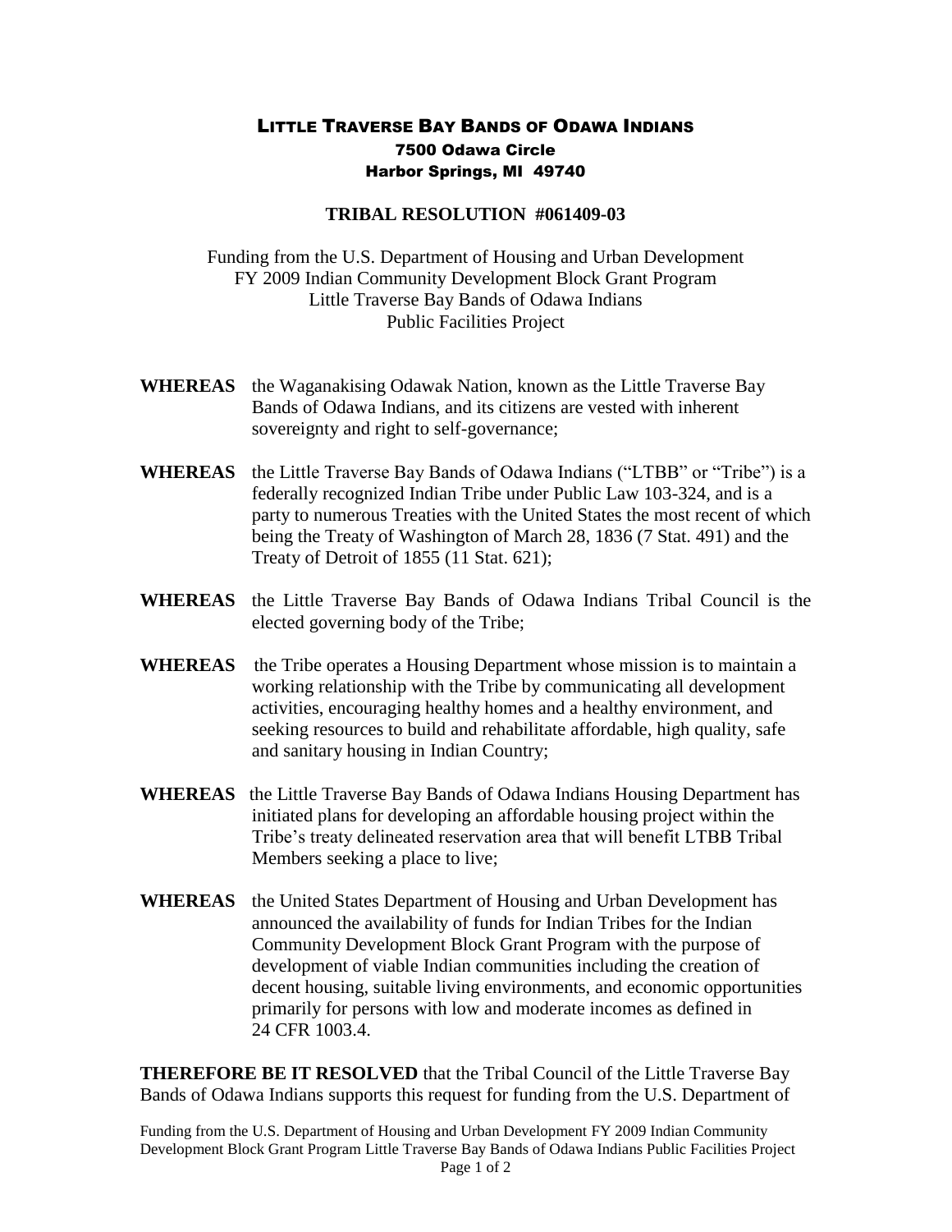# LITTLE TRAVERSE BAY BANDS OF ODAWA INDIANS

**7500 Odawa Circle**
**Harbor Springs, MI 49740**

## TRIBAL RESOLUTION #061409-03

Funding from the U.S. Department of Housing and Urban Development
FY 2009 Indian Community Development Block Grant Program
Little Traverse Bay Bands of Odawa Indians
Public Facilities Project

**WHEREAS** the Waganakising Odawak Nation, known as the Little Traverse Bay Bands of Odawa Indians, and its citizens are vested with inherent sovereignty and right to self-governance;

**WHEREAS** the Little Traverse Bay Bands of Odawa Indians ("LTBB" or "Tribe") is a federally recognized Indian Tribe under Public Law 103-324, and is a party to numerous Treaties with the United States the most recent of which being the Treaty of Washington of March 28, 1836 (7 Stat. 491) and the Treaty of Detroit of 1855 (11 Stat. 621);

**WHEREAS** the Little Traverse Bay Bands of Odawa Indians Tribal Council is the elected governing body of the Tribe;

**WHEREAS** the Tribe operates a Housing Department whose mission is to maintain a working relationship with the Tribe by communicating all development activities, encouraging healthy homes and a healthy environment, and seeking resources to build and rehabilitate affordable, high quality, safe and sanitary housing in Indian Country;

**WHEREAS** the Little Traverse Bay Bands of Odawa Indians Housing Department has initiated plans for developing an affordable housing project within the Tribe's treaty delineated reservation area that will benefit LTBB Tribal Members seeking a place to live;

**WHEREAS** the United States Department of Housing and Urban Development has announced the availability of funds for Indian Tribes for the Indian Community Development Block Grant Program with the purpose of development of viable Indian communities including the creation of decent housing, suitable living environments, and economic opportunities primarily for persons with low and moderate incomes as defined in 24 CFR 1003.4.

**THEREFORE BE IT RESOLVED** that the Tribal Council of the Little Traverse Bay Bands of Odawa Indians supports this request for funding from the U.S. Department of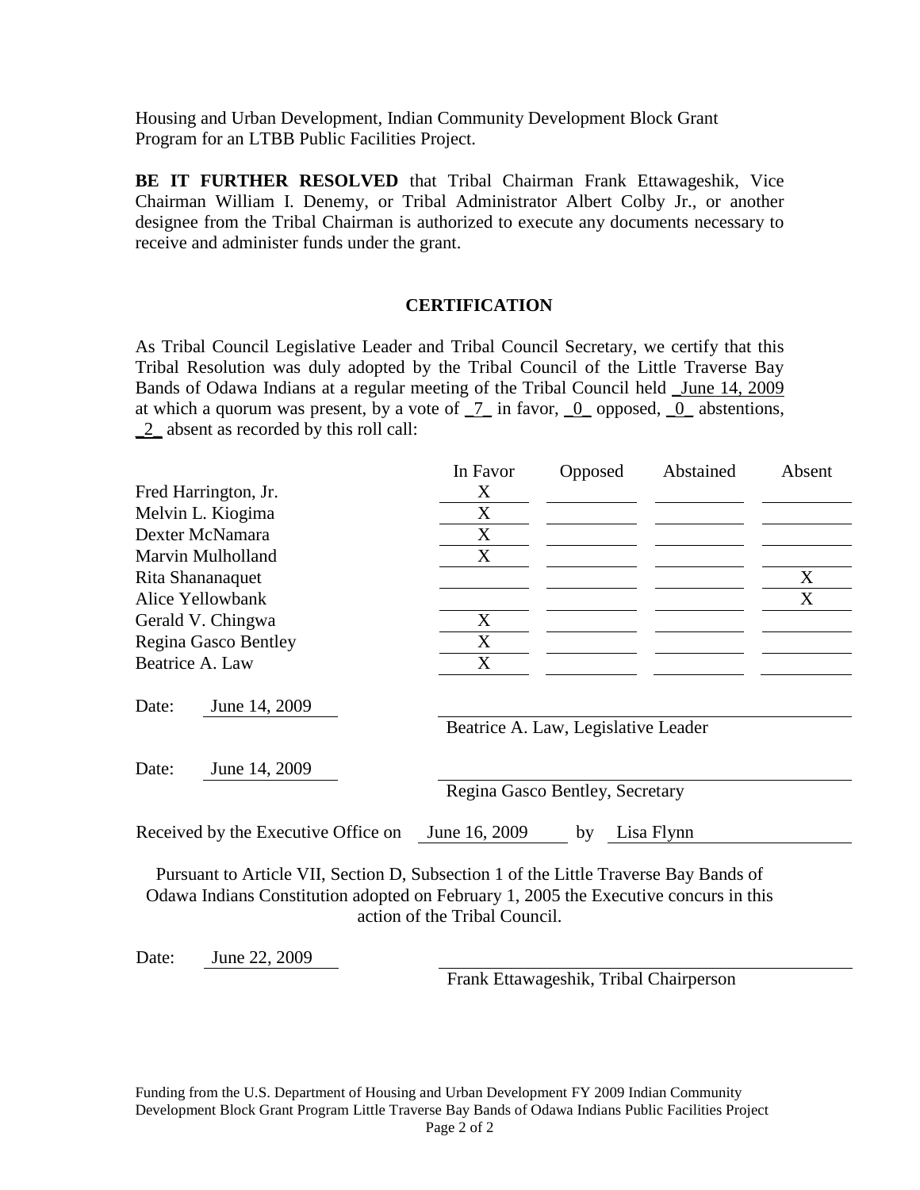Housing and Urban Development, Indian Community Development Block Grant Program for an LTBB Public Facilities Project.

**BE IT FURTHER RESOLVED** that Tribal Chairman Frank Ettawageshik, Vice Chairman William I. Denemy, or Tribal Administrator Albert Colby Jr., or another designee from the Tribal Chairman is authorized to execute any documents necessary to receive and administer funds under the grant.

## CERTIFICATION

As Tribal Council Legislative Leader and Tribal Council Secretary, we certify that this Tribal Resolution was duly adopted by the Tribal Council of the Little Traverse Bay Bands of Odawa Indians at a regular meeting of the Tribal Council held _June 14, 2009 at which a quorum was present, by a vote of _7_ in favor, _0_ opposed, _0_ abstentions, _2_ absent as recorded by this roll call:

| | In Favor | Opposed | Abstained | Absent |
|---|---|---|---|---|
| Fred Harrington, Jr. | X | | | |
| Melvin L. Kiogima | X | | | |
| Dexter McNamara | X | | | |
| Marvin Mulholland | X | | | |
| Rita Shananaquet | | | | X |
| Alice Yellowbank | | | | X |
| Gerald V. Chingwa | X | | | |
| Regina Gasco Bentley | X | | | |
| Beatrice A. Law | X | | | |

Date: June 14, 2009

Beatrice A. Law, Legislative Leader

Date: June 14, 2009

Regina Gasco Bentley, Secretary

Received by the Executive Office on June 16, 2009 by Lisa Flynn

Pursuant to Article VII, Section D, Subsection 1 of the Little Traverse Bay Bands of Odawa Indians Constitution adopted on February 1, 2005 the Executive concurs in this action of the Tribal Council.

Date: June 22, 2009

Frank Ettawageshik, Tribal Chairperson

Funding from the U.S. Department of Housing and Urban Development FY 2009 Indian Community Development Block Grant Program Little Traverse Bay Bands of Odawa Indians Public Facilities Project